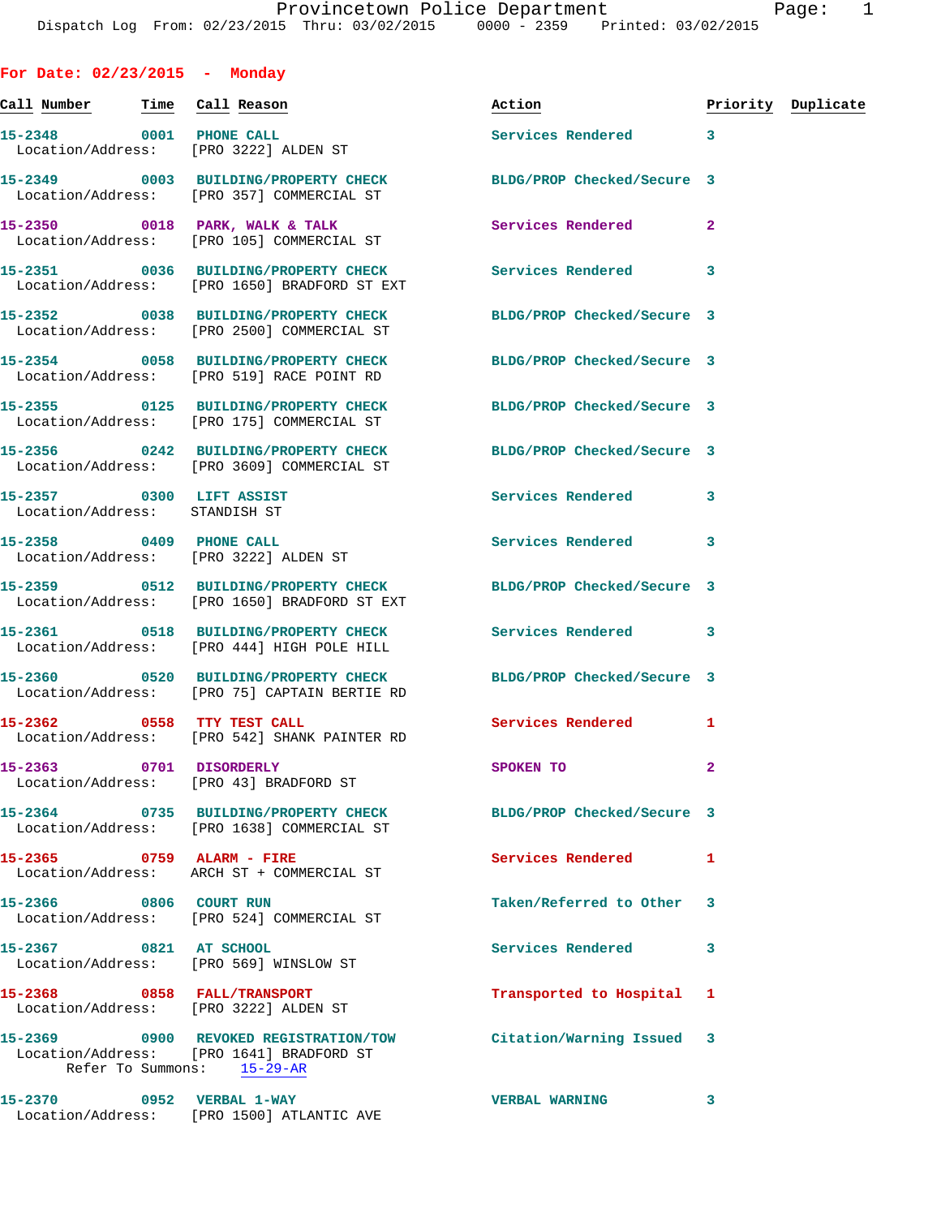Provincetown Police Department
Dispatch Log From: 02/23/2015 Thru: 03/02/2015 0000 - 2359 Printed: 03/02/2015

## For Date: 02/23/2015 - Monday

| Call Number | Time | Call Reason | Action | Priority | Duplicate |
|---|---|---|---|---|---|
| 15-2348 | 0001 | PHONE CALL<br>Location/Address: [PRO 3222] ALDEN ST | Services Rendered | 3 | |
| 15-2349 | 0003 | BUILDING/PROPERTY CHECK<br>Location/Address: [PRO 357] COMMERCIAL ST | BLDG/PROP Checked/Secure | 3 | |
| 15-2350 | 0018 | PARK, WALK & TALK<br>Location/Address: [PRO 105] COMMERCIAL ST | Services Rendered | 2 | |
| 15-2351 | 0036 | BUILDING/PROPERTY CHECK<br>Location/Address: [PRO 1650] BRADFORD ST EXT | Services Rendered | 3 | |
| 15-2352 | 0038 | BUILDING/PROPERTY CHECK<br>Location/Address: [PRO 2500] COMMERCIAL ST | BLDG/PROP Checked/Secure | 3 | |
| 15-2354 | 0058 | BUILDING/PROPERTY CHECK<br>Location/Address: [PRO 519] RACE POINT RD | BLDG/PROP Checked/Secure | 3 | |
| 15-2355 | 0125 | BUILDING/PROPERTY CHECK<br>Location/Address: [PRO 175] COMMERCIAL ST | BLDG/PROP Checked/Secure | 3 | |
| 15-2356 | 0242 | BUILDING/PROPERTY CHECK<br>Location/Address: [PRO 3609] COMMERCIAL ST | BLDG/PROP Checked/Secure | 3 | |
| 15-2357 | 0300 | LIFT ASSIST<br>Location/Address: STANDISH ST | Services Rendered | 3 | |
| 15-2358 | 0409 | PHONE CALL<br>Location/Address: [PRO 3222] ALDEN ST | Services Rendered | 3 | |
| 15-2359 | 0512 | BUILDING/PROPERTY CHECK<br>Location/Address: [PRO 1650] BRADFORD ST EXT | BLDG/PROP Checked/Secure | 3 | |
| 15-2361 | 0518 | BUILDING/PROPERTY CHECK<br>Location/Address: [PRO 444] HIGH POLE HILL | Services Rendered | 3 | |
| 15-2360 | 0520 | BUILDING/PROPERTY CHECK<br>Location/Address: [PRO 75] CAPTAIN BERTIE RD | BLDG/PROP Checked/Secure | 3 | |
| 15-2362 | 0558 | TTY TEST CALL<br>Location/Address: [PRO 542] SHANK PAINTER RD | Services Rendered | 1 | |
| 15-2363 | 0701 | DISORDERLY<br>Location/Address: [PRO 43] BRADFORD ST | SPOKEN TO | 2 | |
| 15-2364 | 0735 | BUILDING/PROPERTY CHECK<br>Location/Address: [PRO 1638] COMMERCIAL ST | BLDG/PROP Checked/Secure | 3 | |
| 15-2365 | 0759 | ALARM - FIRE<br>Location/Address: ARCH ST + COMMERCIAL ST | Services Rendered | 1 | |
| 15-2366 | 0806 | COURT RUN<br>Location/Address: [PRO 524] COMMERCIAL ST | Taken/Referred to Other | 3 | |
| 15-2367 | 0821 | AT SCHOOL<br>Location/Address: [PRO 569] WINSLOW ST | Services Rendered | 3 | |
| 15-2368 | 0858 | FALL/TRANSPORT<br>Location/Address: [PRO 3222] ALDEN ST | Transported to Hospital | 1 | |
| 15-2369 | 0900 | REVOKED REGISTRATION/TOW<br>Location/Address: [PRO 1641] BRADFORD ST<br>Refer To Summons: 15-29-AR | Citation/Warning Issued | 3 | |
| 15-2370 | 0952 | VERBAL 1-WAY<br>Location/Address: [PRO 1500] ATLANTIC AVE | VERBAL WARNING | 3 | |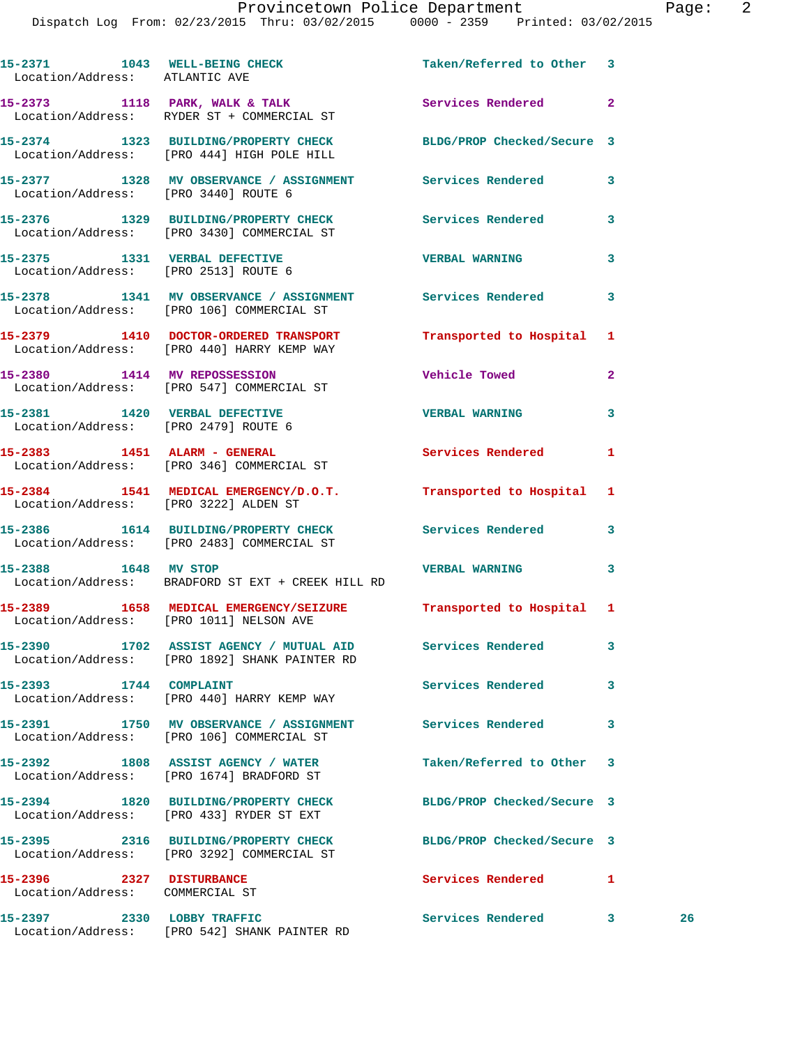15-2371 1043 WELL-BEING CHECK Taken/Referred to Other 3
Location/Address: ATLANTIC AVE

15-2373 1118 PARK, WALK & TALK Services Rendered 2
Location/Address: RYDER ST + COMMERCIAL ST

15-2374 1323 BUILDING/PROPERTY CHECK BLDG/PROP Checked/Secure 3
Location/Address: [PRO 444] HIGH POLE HILL

15-2377 1328 MV OBSERVANCE / ASSIGNMENT Services Rendered 3
Location/Address: [PRO 3440] ROUTE 6

15-2376 1329 BUILDING/PROPERTY CHECK Services Rendered 3
Location/Address: [PRO 3430] COMMERCIAL ST

15-2375 1331 VERBAL DEFECTIVE VERBAL WARNING 3
Location/Address: [PRO 2513] ROUTE 6

15-2378 1341 MV OBSERVANCE / ASSIGNMENT Services Rendered 3
Location/Address: [PRO 106] COMMERCIAL ST

15-2379 1410 DOCTOR-ORDERED TRANSPORT Transported to Hospital 1
Location/Address: [PRO 440] HARRY KEMP WAY

15-2380 1414 MV REPOSSESSION Vehicle Towed 2
Location/Address: [PRO 547] COMMERCIAL ST

15-2381 1420 VERBAL DEFECTIVE VERBAL WARNING 3
Location/Address: [PRO 2479] ROUTE 6

15-2383 1451 ALARM - GENERAL Services Rendered 1
Location/Address: [PRO 346] COMMERCIAL ST

15-2384 1541 MEDICAL EMERGENCY/D.O.T. Transported to Hospital 1
Location/Address: [PRO 3222] ALDEN ST

15-2386 1614 BUILDING/PROPERTY CHECK Services Rendered 3
Location/Address: [PRO 2483] COMMERCIAL ST

15-2388 1648 MV STOP VERBAL WARNING 3
Location/Address: BRADFORD ST EXT + CREEK HILL RD

15-2389 1658 MEDICAL EMERGENCY/SEIZURE Transported to Hospital 1
Location/Address: [PRO 1011] NELSON AVE

15-2390 1702 ASSIST AGENCY / MUTUAL AID Services Rendered 3
Location/Address: [PRO 1892] SHANK PAINTER RD

15-2393 1744 COMPLAINT Services Rendered 3
Location/Address: [PRO 440] HARRY KEMP WAY

15-2391 1750 MV OBSERVANCE / ASSIGNMENT Services Rendered 3
Location/Address: [PRO 106] COMMERCIAL ST

15-2392 1808 ASSIST AGENCY / WATER Taken/Referred to Other 3
Location/Address: [PRO 1674] BRADFORD ST

15-2394 1820 BUILDING/PROPERTY CHECK BLDG/PROP Checked/Secure 3
Location/Address: [PRO 433] RYDER ST EXT

15-2395 2316 BUILDING/PROPERTY CHECK BLDG/PROP Checked/Secure 3
Location/Address: [PRO 3292] COMMERCIAL ST

15-2396 2327 DISTURBANCE Services Rendered 1
Location/Address: COMMERCIAL ST

15-2397 2330 LOBBY TRAFFIC Services Rendered 3 26
Location/Address: [PRO 542] SHANK PAINTER RD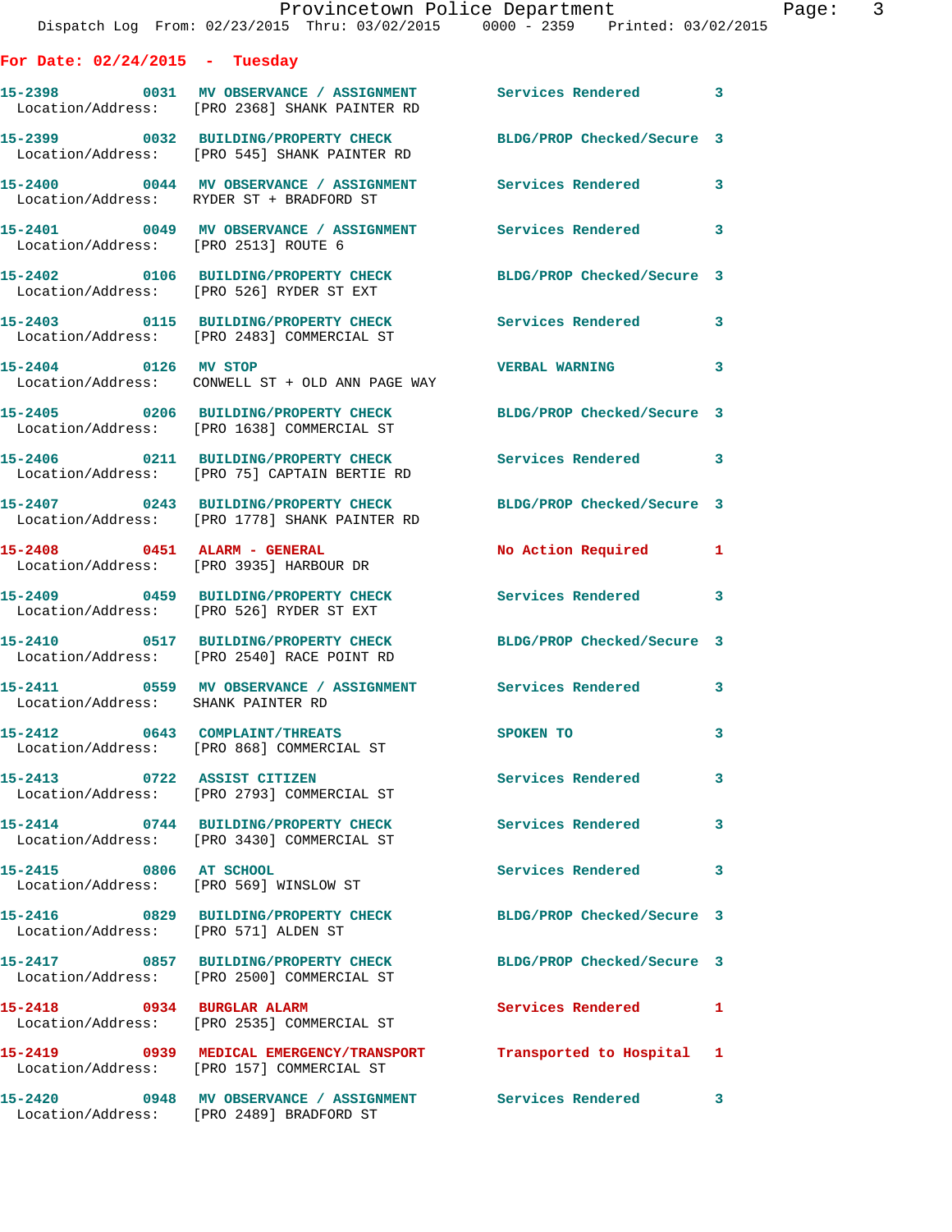**For Date: 02/24/2015 - Tuesday**

| Call # | Time | Call Reason | Action | Priority |
|---|---|---|---|---|
| 15-2398 | 0031 | MV OBSERVANCE / ASSIGNMENT | Services Rendered | 3 |
| Location/Address: [PRO 2368] SHANK PAINTER RD | | | | |
| 15-2399 | 0032 | BUILDING/PROPERTY CHECK | BLDG/PROP Checked/Secure | 3 |
| Location/Address: [PRO 545] SHANK PAINTER RD | | | | |
| 15-2400 | 0044 | MV OBSERVANCE / ASSIGNMENT | Services Rendered | 3 |
| Location/Address: RYDER ST + BRADFORD ST | | | | |
| 15-2401 | 0049 | MV OBSERVANCE / ASSIGNMENT | Services Rendered | 3 |
| Location/Address: [PRO 2513] ROUTE 6 | | | | |
| 15-2402 | 0106 | BUILDING/PROPERTY CHECK | BLDG/PROP Checked/Secure | 3 |
| Location/Address: [PRO 526] RYDER ST EXT | | | | |
| 15-2403 | 0115 | BUILDING/PROPERTY CHECK | Services Rendered | 3 |
| Location/Address: [PRO 2483] COMMERCIAL ST | | | | |
| 15-2404 | 0126 | MV STOP | VERBAL WARNING | 3 |
| Location/Address: CONWELL ST + OLD ANN PAGE WAY | | | | |
| 15-2405 | 0206 | BUILDING/PROPERTY CHECK | BLDG/PROP Checked/Secure | 3 |
| Location/Address: [PRO 1638] COMMERCIAL ST | | | | |
| 15-2406 | 0211 | BUILDING/PROPERTY CHECK | Services Rendered | 3 |
| Location/Address: [PRO 75] CAPTAIN BERTIE RD | | | | |
| 15-2407 | 0243 | BUILDING/PROPERTY CHECK | BLDG/PROP Checked/Secure | 3 |
| Location/Address: [PRO 1778] SHANK PAINTER RD | | | | |
| 15-2408 | 0451 | ALARM - GENERAL | No Action Required | 1 |
| Location/Address: [PRO 3935] HARBOUR DR | | | | |
| 15-2409 | 0459 | BUILDING/PROPERTY CHECK | Services Rendered | 3 |
| Location/Address: [PRO 526] RYDER ST EXT | | | | |
| 15-2410 | 0517 | BUILDING/PROPERTY CHECK | BLDG/PROP Checked/Secure | 3 |
| Location/Address: [PRO 2540] RACE POINT RD | | | | |
| 15-2411 | 0559 | MV OBSERVANCE / ASSIGNMENT | Services Rendered | 3 |
| Location/Address: SHANK PAINTER RD | | | | |
| 15-2412 | 0643 | COMPLAINT/THREATS | SPOKEN TO | 3 |
| Location/Address: [PRO 868] COMMERCIAL ST | | | | |
| 15-2413 | 0722 | ASSIST CITIZEN | Services Rendered | 3 |
| Location/Address: [PRO 2793] COMMERCIAL ST | | | | |
| 15-2414 | 0744 | BUILDING/PROPERTY CHECK | Services Rendered | 3 |
| Location/Address: [PRO 3430] COMMERCIAL ST | | | | |
| 15-2415 | 0806 | AT SCHOOL | Services Rendered | 3 |
| Location/Address: [PRO 569] WINSLOW ST | | | | |
| 15-2416 | 0829 | BUILDING/PROPERTY CHECK | BLDG/PROP Checked/Secure | 3 |
| Location/Address: [PRO 571] ALDEN ST | | | | |
| 15-2417 | 0857 | BUILDING/PROPERTY CHECK | BLDG/PROP Checked/Secure | 3 |
| Location/Address: [PRO 2500] COMMERCIAL ST | | | | |
| 15-2418 | 0934 | BURGLAR ALARM | Services Rendered | 1 |
| Location/Address: [PRO 2535] COMMERCIAL ST | | | | |
| 15-2419 | 0939 | MEDICAL EMERGENCY/TRANSPORT | Transported to Hospital | 1 |
| Location/Address: [PRO 157] COMMERCIAL ST | | | | |
| 15-2420 | 0948 | MV OBSERVANCE / ASSIGNMENT | Services Rendered | 3 |
| Location/Address: [PRO 2489] BRADFORD ST | | | | |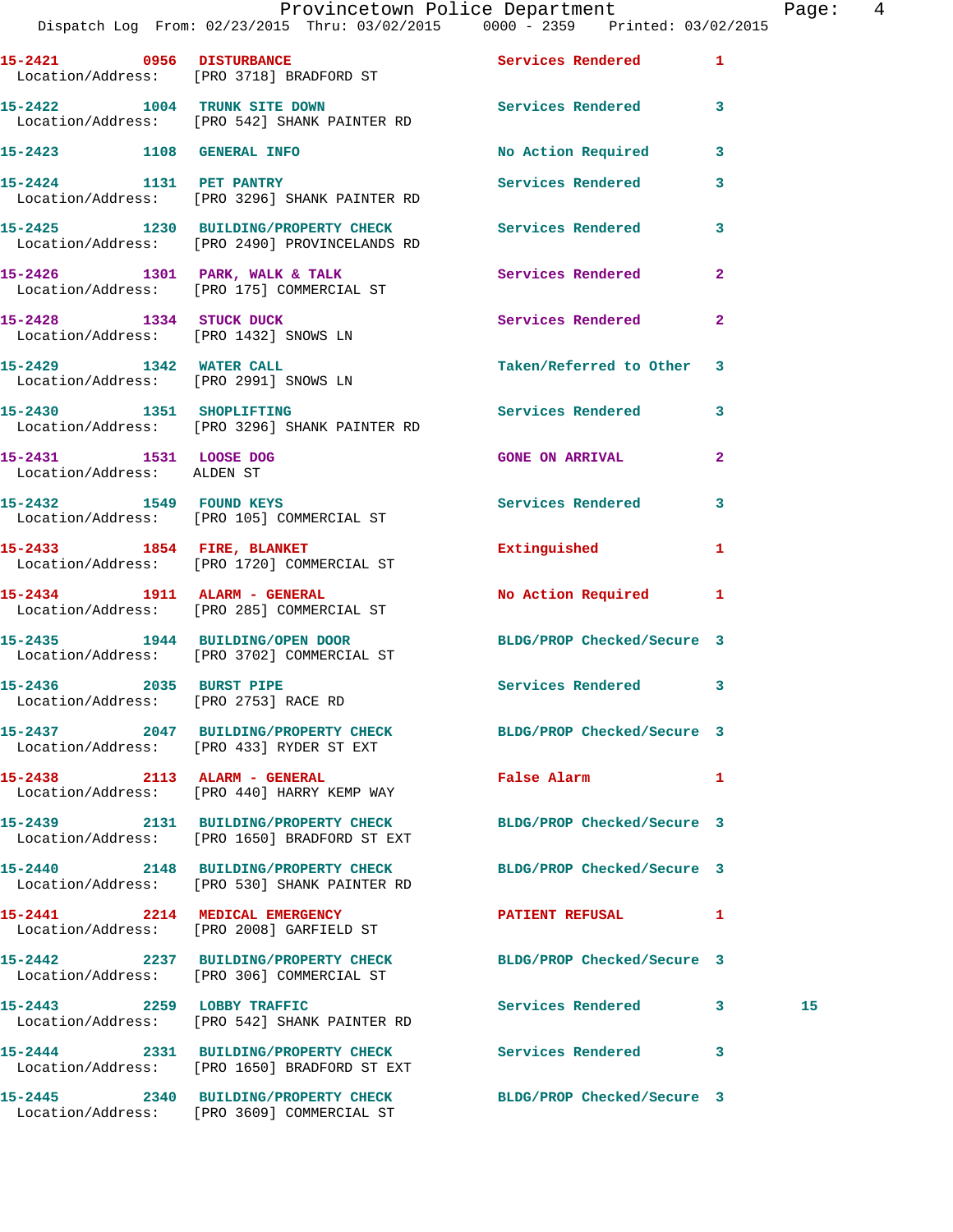15-2421 0956 DISTURBANCE Services Rendered 1
Location/Address: [PRO 3718] BRADFORD ST

15-2422 1004 TRUNK SITE DOWN Services Rendered 3
Location/Address: [PRO 542] SHANK PAINTER RD

15-2423 1108 GENERAL INFO No Action Required 3

15-2424 1131 PET PANTRY Services Rendered 3
Location/Address: [PRO 3296] SHANK PAINTER RD

15-2425 1230 BUILDING/PROPERTY CHECK Services Rendered 3
Location/Address: [PRO 2490] PROVINCELANDS RD

15-2426 1301 PARK, WALK & TALK Services Rendered 2
Location/Address: [PRO 175] COMMERCIAL ST

15-2428 1334 STUCK DUCK Services Rendered 2
Location/Address: [PRO 1432] SNOWS LN

15-2429 1342 WATER CALL Taken/Referred to Other 3
Location/Address: [PRO 2991] SNOWS LN

15-2430 1351 SHOPLIFTING Services Rendered 3
Location/Address: [PRO 3296] SHANK PAINTER RD

15-2431 1531 LOOSE DOG GONE ON ARRIVAL 2
Location/Address: ALDEN ST

15-2432 1549 FOUND KEYS Services Rendered 3
Location/Address: [PRO 105] COMMERCIAL ST

15-2433 1854 FIRE, BLANKET Extinguished 1
Location/Address: [PRO 1720] COMMERCIAL ST

15-2434 1911 ALARM - GENERAL No Action Required 1
Location/Address: [PRO 285] COMMERCIAL ST

15-2435 1944 BUILDING/OPEN DOOR BLDG/PROP Checked/Secure 3
Location/Address: [PRO 3702] COMMERCIAL ST

15-2436 2035 BURST PIPE Services Rendered 3
Location/Address: [PRO 2753] RACE RD

15-2437 2047 BUILDING/PROPERTY CHECK BLDG/PROP Checked/Secure 3
Location/Address: [PRO 433] RYDER ST EXT

15-2438 2113 ALARM - GENERAL False Alarm 1
Location/Address: [PRO 440] HARRY KEMP WAY

15-2439 2131 BUILDING/PROPERTY CHECK BLDG/PROP Checked/Secure 3
Location/Address: [PRO 1650] BRADFORD ST EXT

15-2440 2148 BUILDING/PROPERTY CHECK BLDG/PROP Checked/Secure 3
Location/Address: [PRO 530] SHANK PAINTER RD

15-2441 2214 MEDICAL EMERGENCY PATIENT REFUSAL 1
Location/Address: [PRO 2008] GARFIELD ST

15-2442 2237 BUILDING/PROPERTY CHECK BLDG/PROP Checked/Secure 3
Location/Address: [PRO 306] COMMERCIAL ST

15-2443 2259 LOBBY TRAFFIC Services Rendered 3 15
Location/Address: [PRO 542] SHANK PAINTER RD

15-2444 2331 BUILDING/PROPERTY CHECK Services Rendered 3
Location/Address: [PRO 1650] BRADFORD ST EXT

15-2445 2340 BUILDING/PROPERTY CHECK BLDG/PROP Checked/Secure 3
Location/Address: [PRO 3609] COMMERCIAL ST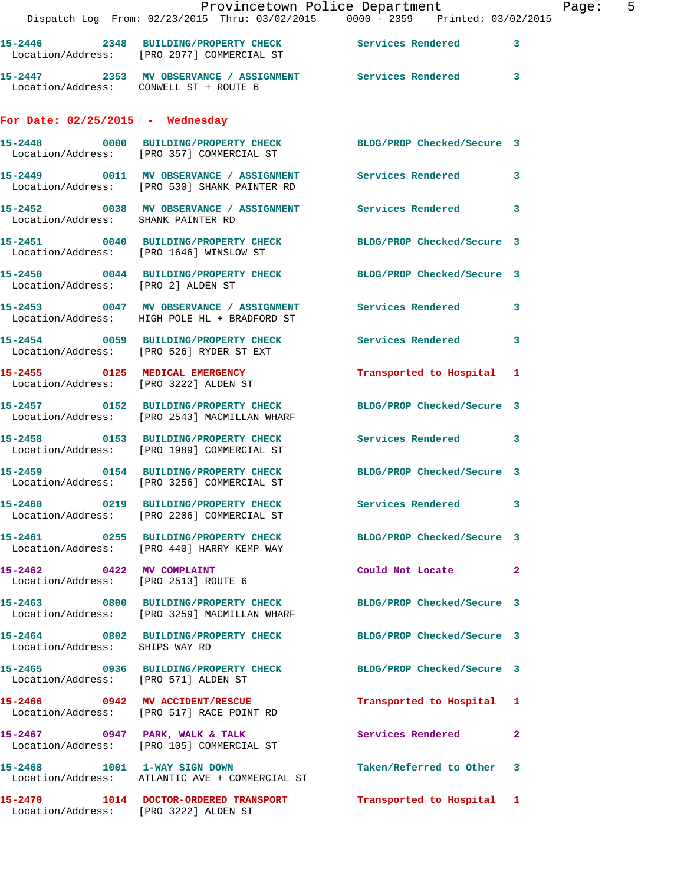15-2446 2348 BUILDING/PROPERTY CHECK Services Rendered 3
Location/Address: [PRO 2977] COMMERCIAL ST

15-2447 2353 MV OBSERVANCE / ASSIGNMENT Services Rendered 3
Location/Address: CONWELL ST + ROUTE 6

## For Date: 02/25/2015 - Wednesday

15-2448 0000 BUILDING/PROPERTY CHECK BLDG/PROP Checked/Secure 3
Location/Address: [PRO 357] COMMERCIAL ST

15-2449 0011 MV OBSERVANCE / ASSIGNMENT Services Rendered 3
Location/Address: [PRO 530] SHANK PAINTER RD

15-2452 0038 MV OBSERVANCE / ASSIGNMENT Services Rendered 3
Location/Address: SHANK PAINTER RD

15-2451 0040 BUILDING/PROPERTY CHECK BLDG/PROP Checked/Secure 3
Location/Address: [PRO 1646] WINSLOW ST

15-2450 0044 BUILDING/PROPERTY CHECK BLDG/PROP Checked/Secure 3
Location/Address: [PRO 2] ALDEN ST

15-2453 0047 MV OBSERVANCE / ASSIGNMENT Services Rendered 3
Location/Address: HIGH POLE HL + BRADFORD ST

15-2454 0059 BUILDING/PROPERTY CHECK Services Rendered 3
Location/Address: [PRO 526] RYDER ST EXT

15-2455 0125 MEDICAL EMERGENCY Transported to Hospital 1
Location/Address: [PRO 3222] ALDEN ST

15-2457 0152 BUILDING/PROPERTY CHECK BLDG/PROP Checked/Secure 3
Location/Address: [PRO 2543] MACMILLAN WHARF

15-2458 0153 BUILDING/PROPERTY CHECK Services Rendered 3
Location/Address: [PRO 1989] COMMERCIAL ST

15-2459 0154 BUILDING/PROPERTY CHECK BLDG/PROP Checked/Secure 3
Location/Address: [PRO 3256] COMMERCIAL ST

15-2460 0219 BUILDING/PROPERTY CHECK Services Rendered 3
Location/Address: [PRO 2206] COMMERCIAL ST

15-2461 0255 BUILDING/PROPERTY CHECK BLDG/PROP Checked/Secure 3
Location/Address: [PRO 440] HARRY KEMP WAY

15-2462 0422 MV COMPLAINT Could Not Locate 2
Location/Address: [PRO 2513] ROUTE 6

15-2463 0800 BUILDING/PROPERTY CHECK BLDG/PROP Checked/Secure 3
Location/Address: [PRO 3259] MACMILLAN WHARF

15-2464 0802 BUILDING/PROPERTY CHECK BLDG/PROP Checked/Secure 3
Location/Address: SHIPS WAY RD

15-2465 0936 BUILDING/PROPERTY CHECK BLDG/PROP Checked/Secure 3
Location/Address: [PRO 571] ALDEN ST

15-2466 0942 MV ACCIDENT/RESCUE Transported to Hospital 1
Location/Address: [PRO 517] RACE POINT RD

15-2467 0947 PARK, WALK & TALK Services Rendered 2
Location/Address: [PRO 105] COMMERCIAL ST

15-2468 1001 1-WAY SIGN DOWN Taken/Referred to Other 3
Location/Address: ATLANTIC AVE + COMMERCIAL ST

15-2470 1014 DOCTOR-ORDERED TRANSPORT Transported to Hospital 1
Location/Address: [PRO 3222] ALDEN ST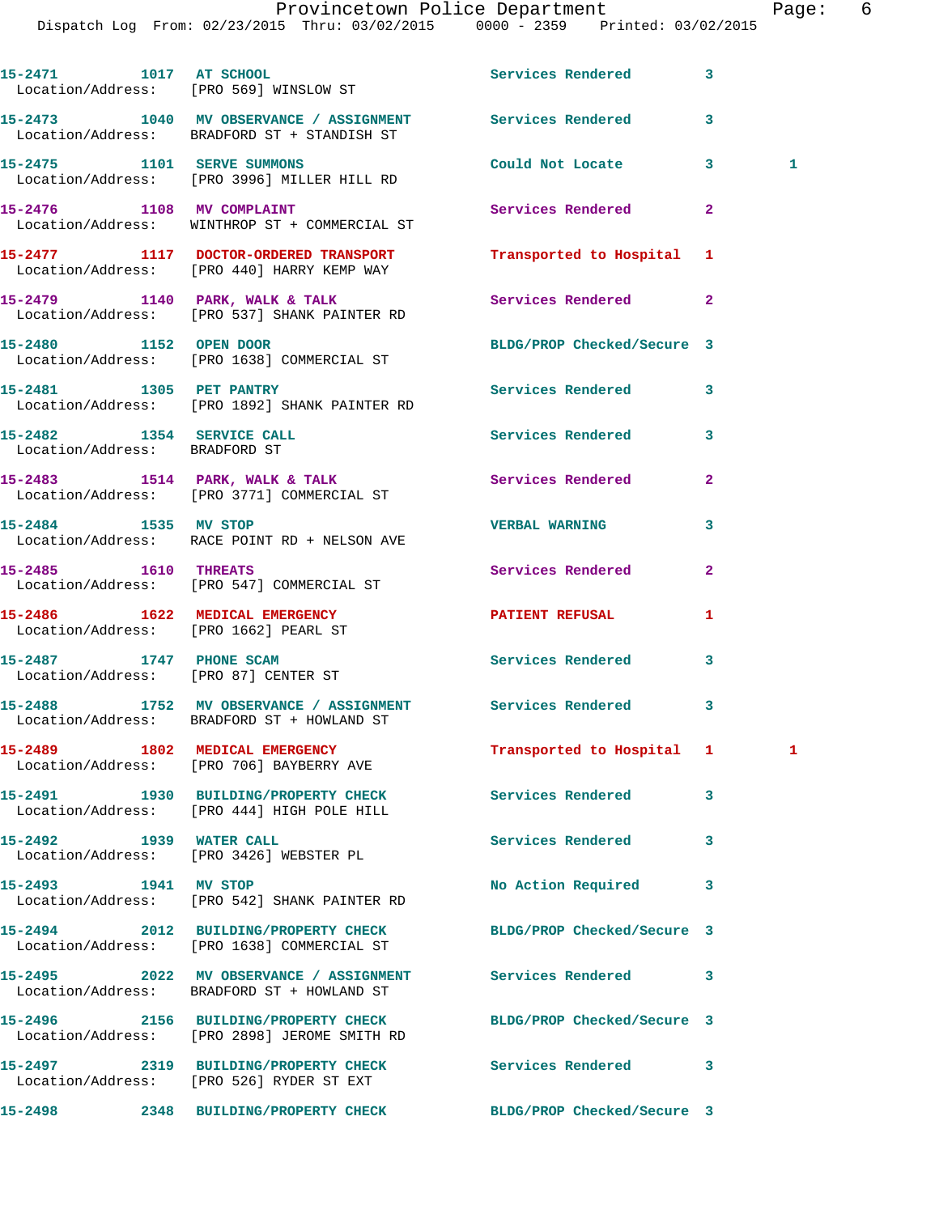| Call # | Time | Call Reason | Action | Priority | |
|---|---|---|---|---|---|
| 15-2471 | 1017 | AT SCHOOL | Services Rendered | 3 | |
| Location/Address: [PRO 569] WINSLOW ST | | | | | |
| 15-2473 | 1040 | MV OBSERVANCE / ASSIGNMENT | Services Rendered | 3 | |
| Location/Address: BRADFORD ST + STANDISH ST | | | | | |
| 15-2475 | 1101 | SERVE SUMMONS | Could Not Locate | 3 | 1 |
| Location/Address: [PRO 3996] MILLER HILL RD | | | | | |
| 15-2476 | 1108 | MV COMPLAINT | Services Rendered | 2 | |
| Location/Address: WINTHROP ST + COMMERCIAL ST | | | | | |
| 15-2477 | 1117 | DOCTOR-ORDERED TRANSPORT | Transported to Hospital | 1 | |
| Location/Address: [PRO 440] HARRY KEMP WAY | | | | | |
| 15-2479 | 1140 | PARK, WALK & TALK | Services Rendered | 2 | |
| Location/Address: [PRO 537] SHANK PAINTER RD | | | | | |
| 15-2480 | 1152 | OPEN DOOR | BLDG/PROP Checked/Secure | 3 | |
| Location/Address: [PRO 1638] COMMERCIAL ST | | | | | |
| 15-2481 | 1305 | PET PANTRY | Services Rendered | 3 | |
| Location/Address: [PRO 1892] SHANK PAINTER RD | | | | | |
| 15-2482 | 1354 | SERVICE CALL | Services Rendered | 3 | |
| Location/Address: BRADFORD ST | | | | | |
| 15-2483 | 1514 | PARK, WALK & TALK | Services Rendered | 2 | |
| Location/Address: [PRO 3771] COMMERCIAL ST | | | | | |
| 15-2484 | 1535 | MV STOP | VERBAL WARNING | 3 | |
| Location/Address: RACE POINT RD + NELSON AVE | | | | | |
| 15-2485 | 1610 | THREATS | Services Rendered | 2 | |
| Location/Address: [PRO 547] COMMERCIAL ST | | | | | |
| 15-2486 | 1622 | MEDICAL EMERGENCY | PATIENT REFUSAL | 1 | |
| Location/Address: [PRO 1662] PEARL ST | | | | | |
| 15-2487 | 1747 | PHONE SCAM | Services Rendered | 3 | |
| Location/Address: [PRO 87] CENTER ST | | | | | |
| 15-2488 | 1752 | MV OBSERVANCE / ASSIGNMENT | Services Rendered | 3 | |
| Location/Address: BRADFORD ST + HOWLAND ST | | | | | |
| 15-2489 | 1802 | MEDICAL EMERGENCY | Transported to Hospital | 1 | 1 |
| Location/Address: [PRO 706] BAYBERRY AVE | | | | | |
| 15-2491 | 1930 | BUILDING/PROPERTY CHECK | Services Rendered | 3 | |
| Location/Address: [PRO 444] HIGH POLE HILL | | | | | |
| 15-2492 | 1939 | WATER CALL | Services Rendered | 3 | |
| Location/Address: [PRO 3426] WEBSTER PL | | | | | |
| 15-2493 | 1941 | MV STOP | No Action Required | 3 | |
| Location/Address: [PRO 542] SHANK PAINTER RD | | | | | |
| 15-2494 | 2012 | BUILDING/PROPERTY CHECK | BLDG/PROP Checked/Secure | 3 | |
| Location/Address: [PRO 1638] COMMERCIAL ST | | | | | |
| 15-2495 | 2022 | MV OBSERVANCE / ASSIGNMENT | Services Rendered | 3 | |
| Location/Address: BRADFORD ST + HOWLAND ST | | | | | |
| 15-2496 | 2156 | BUILDING/PROPERTY CHECK | BLDG/PROP Checked/Secure | 3 | |
| Location/Address: [PRO 2898] JEROME SMITH RD | | | | | |
| 15-2497 | 2319 | BUILDING/PROPERTY CHECK | Services Rendered | 3 | |
| Location/Address: [PRO 526] RYDER ST EXT | | | | | |
| 15-2498 | 2348 | BUILDING/PROPERTY CHECK | BLDG/PROP Checked/Secure | 3 | |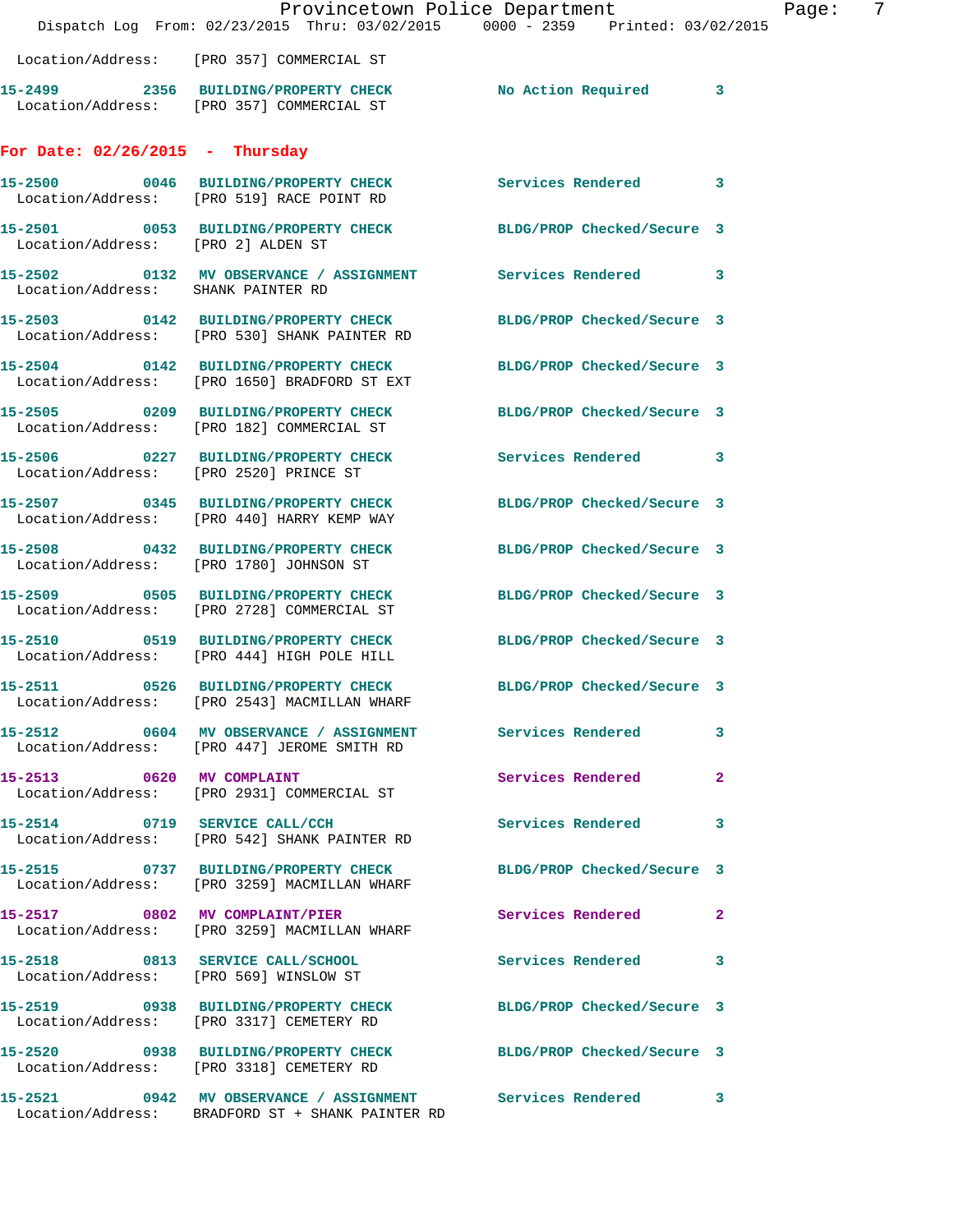Location/Address: [PRO 357] COMMERCIAL ST

**15-2499** 2356 **BUILDING/PROPERTY CHECK** No Action Required 3
Location/Address: [PRO 357] COMMERCIAL ST

## For Date: 02/26/2015 - Thursday

**15-2500** 0046 **BUILDING/PROPERTY CHECK** Services Rendered 3
Location/Address: [PRO 519] RACE POINT RD

**15-2501** 0053 **BUILDING/PROPERTY CHECK** BLDG/PROP Checked/Secure 3
Location/Address: [PRO 2] ALDEN ST

**15-2502** 0132 **MV OBSERVANCE / ASSIGNMENT** Services Rendered 3
Location/Address: SHANK PAINTER RD

**15-2503** 0142 **BUILDING/PROPERTY CHECK** BLDG/PROP Checked/Secure 3
Location/Address: [PRO 530] SHANK PAINTER RD

**15-2504** 0142 **BUILDING/PROPERTY CHECK** BLDG/PROP Checked/Secure 3
Location/Address: [PRO 1650] BRADFORD ST EXT

**15-2505** 0209 **BUILDING/PROPERTY CHECK** BLDG/PROP Checked/Secure 3
Location/Address: [PRO 182] COMMERCIAL ST

**15-2506** 0227 **BUILDING/PROPERTY CHECK** Services Rendered 3
Location/Address: [PRO 2520] PRINCE ST

**15-2507** 0345 **BUILDING/PROPERTY CHECK** BLDG/PROP Checked/Secure 3
Location/Address: [PRO 440] HARRY KEMP WAY

**15-2508** 0432 **BUILDING/PROPERTY CHECK** BLDG/PROP Checked/Secure 3
Location/Address: [PRO 1780] JOHNSON ST

**15-2509** 0505 **BUILDING/PROPERTY CHECK** BLDG/PROP Checked/Secure 3
Location/Address: [PRO 2728] COMMERCIAL ST

**15-2510** 0519 **BUILDING/PROPERTY CHECK** BLDG/PROP Checked/Secure 3
Location/Address: [PRO 444] HIGH POLE HILL

**15-2511** 0526 **BUILDING/PROPERTY CHECK** BLDG/PROP Checked/Secure 3
Location/Address: [PRO 2543] MACMILLAN WHARF

**15-2512** 0604 **MV OBSERVANCE / ASSIGNMENT** Services Rendered 3
Location/Address: [PRO 447] JEROME SMITH RD

**15-2513** 0620 **MV COMPLAINT** Services Rendered 2
Location/Address: [PRO 2931] COMMERCIAL ST

**15-2514** 0719 **SERVICE CALL/CCH** Services Rendered 3
Location/Address: [PRO 542] SHANK PAINTER RD

**15-2515** 0737 **BUILDING/PROPERTY CHECK** BLDG/PROP Checked/Secure 3
Location/Address: [PRO 3259] MACMILLAN WHARF

**15-2517** 0802 **MV COMPLAINT/PIER** Services Rendered 2
Location/Address: [PRO 3259] MACMILLAN WHARF

**15-2518** 0813 **SERVICE CALL/SCHOOL** Services Rendered 3
Location/Address: [PRO 569] WINSLOW ST

**15-2519** 0938 **BUILDING/PROPERTY CHECK** BLDG/PROP Checked/Secure 3
Location/Address: [PRO 3317] CEMETERY RD

**15-2520** 0938 **BUILDING/PROPERTY CHECK** BLDG/PROP Checked/Secure 3
Location/Address: [PRO 3318] CEMETERY RD

**15-2521** 0942 **MV OBSERVANCE / ASSIGNMENT** Services Rendered 3
Location/Address: BRADFORD ST + SHANK PAINTER RD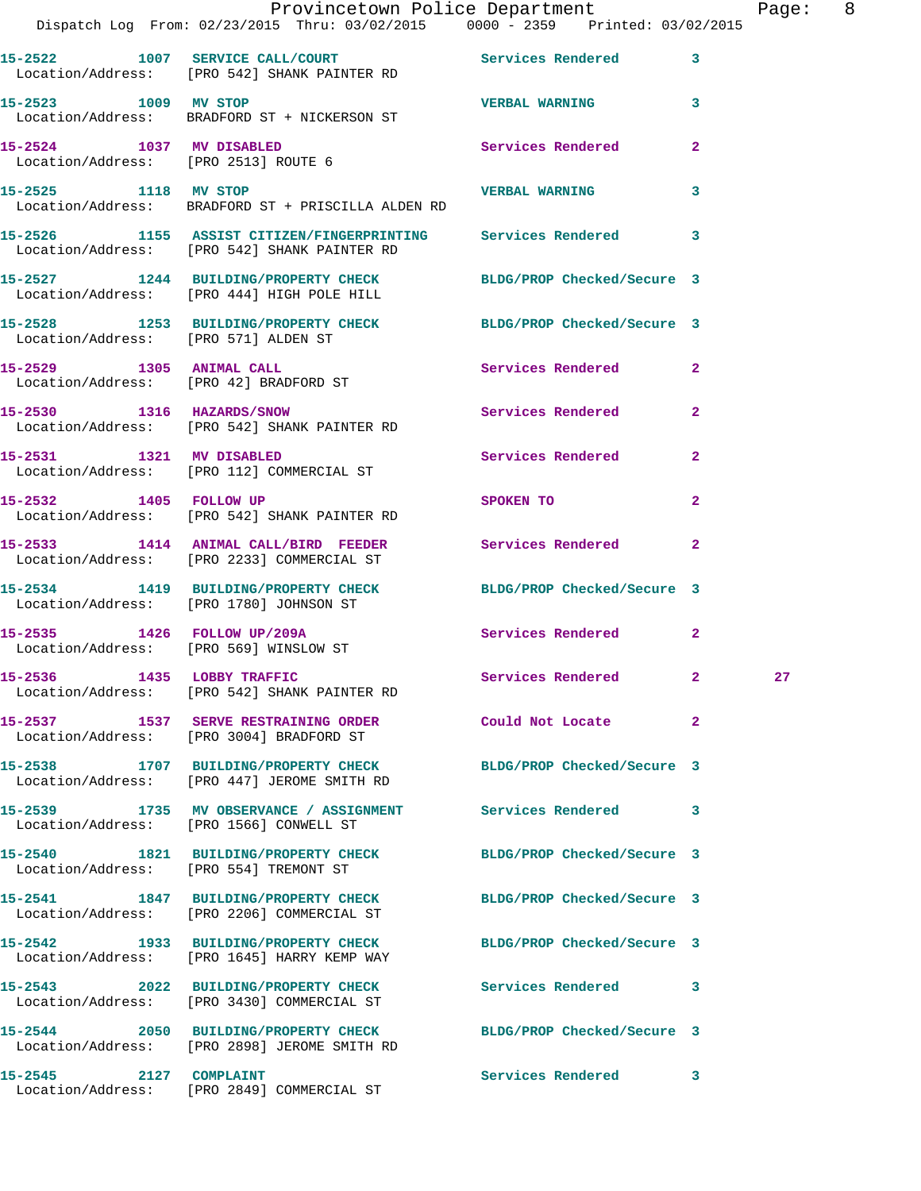15-2522 1007 SERVICE CALL/COURT Services Rendered 3
Location/Address: [PRO 542] SHANK PAINTER RD

15-2523 1009 MV STOP VERBAL WARNING 3
Location/Address: BRADFORD ST + NICKERSON ST

15-2524 1037 MV DISABLED Services Rendered 2
Location/Address: [PRO 2513] ROUTE 6

15-2525 1118 MV STOP VERBAL WARNING 3
Location/Address: BRADFORD ST + PRISCILLA ALDEN RD

15-2526 1155 ASSIST CITIZEN/FINGERPRINTING Services Rendered 3
Location/Address: [PRO 542] SHANK PAINTER RD

15-2527 1244 BUILDING/PROPERTY CHECK BLDG/PROP Checked/Secure 3
Location/Address: [PRO 444] HIGH POLE HILL

15-2528 1253 BUILDING/PROPERTY CHECK BLDG/PROP Checked/Secure 3
Location/Address: [PRO 571] ALDEN ST

15-2529 1305 ANIMAL CALL Services Rendered 2
Location/Address: [PRO 42] BRADFORD ST

15-2530 1316 HAZARDS/SNOW Services Rendered 2
Location/Address: [PRO 542] SHANK PAINTER RD

15-2531 1321 MV DISABLED Services Rendered 2
Location/Address: [PRO 112] COMMERCIAL ST

15-2532 1405 FOLLOW UP SPOKEN TO 2
Location/Address: [PRO 542] SHANK PAINTER RD

15-2533 1414 ANIMAL CALL/BIRD FEEDER Services Rendered 2
Location/Address: [PRO 2233] COMMERCIAL ST

15-2534 1419 BUILDING/PROPERTY CHECK BLDG/PROP Checked/Secure 3
Location/Address: [PRO 1780] JOHNSON ST

15-2535 1426 FOLLOW UP/209A Services Rendered 2
Location/Address: [PRO 569] WINSLOW ST

15-2536 1435 LOBBY TRAFFIC Services Rendered 2 27
Location/Address: [PRO 542] SHANK PAINTER RD

15-2537 1537 SERVE RESTRAINING ORDER Could Not Locate 2
Location/Address: [PRO 3004] BRADFORD ST

15-2538 1707 BUILDING/PROPERTY CHECK BLDG/PROP Checked/Secure 3
Location/Address: [PRO 447] JEROME SMITH RD

15-2539 1735 MV OBSERVANCE / ASSIGNMENT Services Rendered 3
Location/Address: [PRO 1566] CONWELL ST

15-2540 1821 BUILDING/PROPERTY CHECK BLDG/PROP Checked/Secure 3
Location/Address: [PRO 554] TREMONT ST

15-2541 1847 BUILDING/PROPERTY CHECK BLDG/PROP Checked/Secure 3
Location/Address: [PRO 2206] COMMERCIAL ST

15-2542 1933 BUILDING/PROPERTY CHECK BLDG/PROP Checked/Secure 3
Location/Address: [PRO 1645] HARRY KEMP WAY

15-2543 2022 BUILDING/PROPERTY CHECK Services Rendered 3
Location/Address: [PRO 3430] COMMERCIAL ST

15-2544 2050 BUILDING/PROPERTY CHECK BLDG/PROP Checked/Secure 3
Location/Address: [PRO 2898] JEROME SMITH RD

15-2545 2127 COMPLAINT Services Rendered 3
Location/Address: [PRO 2849] COMMERCIAL ST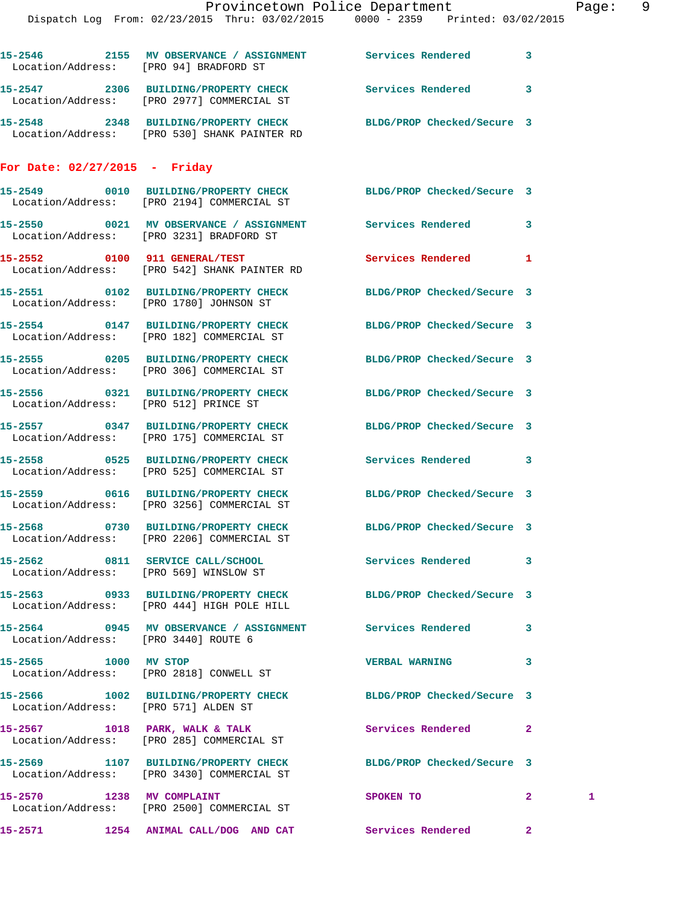15-2546 2155 MV OBSERVANCE / ASSIGNMENT Services Rendered 3
Location/Address: [PRO 94] BRADFORD ST

15-2547 2306 BUILDING/PROPERTY CHECK Services Rendered 3
Location/Address: [PRO 2977] COMMERCIAL ST

15-2548 2348 BUILDING/PROPERTY CHECK BLDG/PROP Checked/Secure 3
Location/Address: [PRO 530] SHANK PAINTER RD

## For Date: 02/27/2015 - Friday

15-2549 0010 BUILDING/PROPERTY CHECK BLDG/PROP Checked/Secure 3
Location/Address: [PRO 2194] COMMERCIAL ST

15-2550 0021 MV OBSERVANCE / ASSIGNMENT Services Rendered 3
Location/Address: [PRO 3231] BRADFORD ST

15-2552 0100 911 GENERAL/TEST Services Rendered 1
Location/Address: [PRO 542] SHANK PAINTER RD

15-2551 0102 BUILDING/PROPERTY CHECK BLDG/PROP Checked/Secure 3
Location/Address: [PRO 1780] JOHNSON ST

15-2554 0147 BUILDING/PROPERTY CHECK BLDG/PROP Checked/Secure 3
Location/Address: [PRO 182] COMMERCIAL ST

15-2555 0205 BUILDING/PROPERTY CHECK BLDG/PROP Checked/Secure 3
Location/Address: [PRO 306] COMMERCIAL ST

15-2556 0321 BUILDING/PROPERTY CHECK BLDG/PROP Checked/Secure 3
Location/Address: [PRO 512] PRINCE ST

15-2557 0347 BUILDING/PROPERTY CHECK BLDG/PROP Checked/Secure 3
Location/Address: [PRO 175] COMMERCIAL ST

15-2558 0525 BUILDING/PROPERTY CHECK Services Rendered 3
Location/Address: [PRO 525] COMMERCIAL ST

15-2559 0616 BUILDING/PROPERTY CHECK BLDG/PROP Checked/Secure 3
Location/Address: [PRO 3256] COMMERCIAL ST

15-2568 0730 BUILDING/PROPERTY CHECK BLDG/PROP Checked/Secure 3
Location/Address: [PRO 2206] COMMERCIAL ST

15-2562 0811 SERVICE CALL/SCHOOL Services Rendered 3
Location/Address: [PRO 569] WINSLOW ST

15-2563 0933 BUILDING/PROPERTY CHECK BLDG/PROP Checked/Secure 3
Location/Address: [PRO 444] HIGH POLE HILL

15-2564 0945 MV OBSERVANCE / ASSIGNMENT Services Rendered 3
Location/Address: [PRO 3440] ROUTE 6

15-2565 1000 MV STOP VERBAL WARNING 3
Location/Address: [PRO 2818] CONWELL ST

15-2566 1002 BUILDING/PROPERTY CHECK BLDG/PROP Checked/Secure 3
Location/Address: [PRO 571] ALDEN ST

15-2567 1018 PARK, WALK & TALK Services Rendered 2
Location/Address: [PRO 285] COMMERCIAL ST

15-2569 1107 BUILDING/PROPERTY CHECK BLDG/PROP Checked/Secure 3
Location/Address: [PRO 3430] COMMERCIAL ST

15-2570 1238 MV COMPLAINT SPOKEN TO 2 1
Location/Address: [PRO 2500] COMMERCIAL ST

15-2571 1254 ANIMAL CALL/DOG AND CAT Services Rendered 2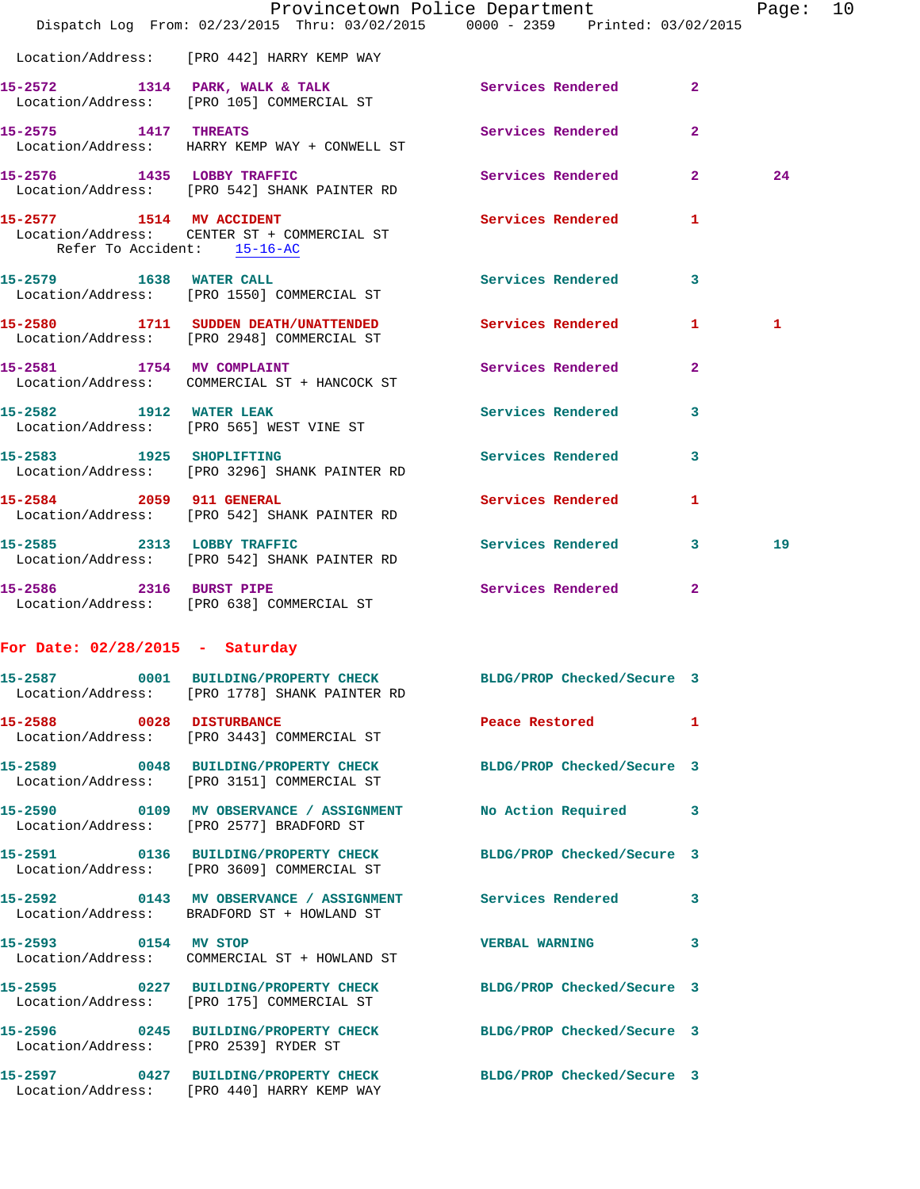Location/Address: [PRO 442] HARRY KEMP WAY

**15-2572 1314 PARK, WALK & TALK** Services Rendered 2
Location/Address: [PRO 105] COMMERCIAL ST

**15-2575 1417 THREATS** Services Rendered 2
Location/Address: HARRY KEMP WAY + CONWELL ST

**15-2576 1435 LOBBY TRAFFIC** Services Rendered 2 24
Location/Address: [PRO 542] SHANK PAINTER RD

**15-2577 1514 MV ACCIDENT** Services Rendered 1
Location/Address: CENTER ST + COMMERCIAL ST
Refer To Accident: 15-16-AC

**15-2579 1638 WATER CALL** Services Rendered 3
Location/Address: [PRO 1550] COMMERCIAL ST

**15-2580 1711 SUDDEN DEATH/UNATTENDED** Services Rendered 1 1
Location/Address: [PRO 2948] COMMERCIAL ST

**15-2581 1754 MV COMPLAINT** Services Rendered 2
Location/Address: COMMERCIAL ST + HANCOCK ST

**15-2582 1912 WATER LEAK** Services Rendered 3
Location/Address: [PRO 565] WEST VINE ST

**15-2583 1925 SHOPLIFTING** Services Rendered 3
Location/Address: [PRO 3296] SHANK PAINTER RD

**15-2584 2059 911 GENERAL** Services Rendered 1
Location/Address: [PRO 542] SHANK PAINTER RD

**15-2585 2313 LOBBY TRAFFIC** Services Rendered 3 19
Location/Address: [PRO 542] SHANK PAINTER RD

**15-2586 2316 BURST PIPE** Services Rendered 2
Location/Address: [PRO 638] COMMERCIAL ST

## For Date: 02/28/2015 - Saturday

**15-2587 0001 BUILDING/PROPERTY CHECK** BLDG/PROP Checked/Secure 3
Location/Address: [PRO 1778] SHANK PAINTER RD

**15-2588 0028 DISTURBANCE** Peace Restored 1
Location/Address: [PRO 3443] COMMERCIAL ST

**15-2589 0048 BUILDING/PROPERTY CHECK** BLDG/PROP Checked/Secure 3
Location/Address: [PRO 3151] COMMERCIAL ST

**15-2590 0109 MV OBSERVANCE / ASSIGNMENT** No Action Required 3
Location/Address: [PRO 2577] BRADFORD ST

**15-2591 0136 BUILDING/PROPERTY CHECK** BLDG/PROP Checked/Secure 3
Location/Address: [PRO 3609] COMMERCIAL ST

**15-2592 0143 MV OBSERVANCE / ASSIGNMENT** Services Rendered 3
Location/Address: BRADFORD ST + HOWLAND ST

**15-2593 0154 MV STOP** VERBAL WARNING 3
Location/Address: COMMERCIAL ST + HOWLAND ST

**15-2595 0227 BUILDING/PROPERTY CHECK** BLDG/PROP Checked/Secure 3
Location/Address: [PRO 175] COMMERCIAL ST

**15-2596 0245 BUILDING/PROPERTY CHECK** BLDG/PROP Checked/Secure 3
Location/Address: [PRO 2539] RYDER ST

**15-2597 0427 BUILDING/PROPERTY CHECK** BLDG/PROP Checked/Secure 3
Location/Address: [PRO 440] HARRY KEMP WAY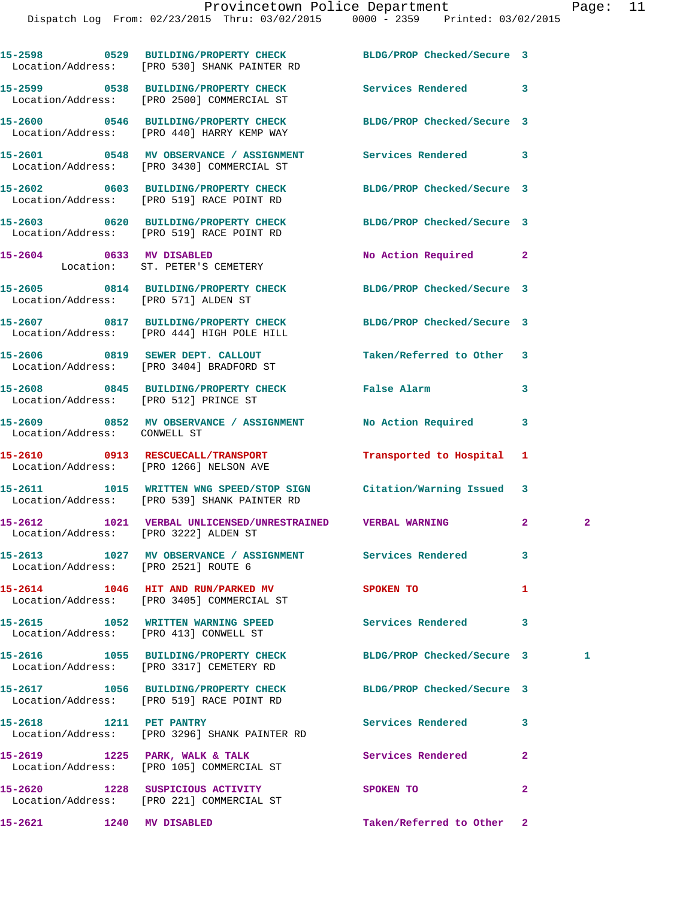15-2598 0529 BUILDING/PROPERTY CHECK BLDG/PROP Checked/Secure 3
Location/Address: [PRO 530] SHANK PAINTER RD

15-2599 0538 BUILDING/PROPERTY CHECK Services Rendered 3
Location/Address: [PRO 2500] COMMERCIAL ST

15-2600 0546 BUILDING/PROPERTY CHECK BLDG/PROP Checked/Secure 3
Location/Address: [PRO 440] HARRY KEMP WAY

15-2601 0548 MV OBSERVANCE / ASSIGNMENT Services Rendered 3
Location/Address: [PRO 3430] COMMERCIAL ST

15-2602 0603 BUILDING/PROPERTY CHECK BLDG/PROP Checked/Secure 3
Location/Address: [PRO 519] RACE POINT RD

15-2603 0620 BUILDING/PROPERTY CHECK BLDG/PROP Checked/Secure 3
Location/Address: [PRO 519] RACE POINT RD

15-2604 0633 MV DISABLED No Action Required 2
Location: ST. PETER'S CEMETERY

15-2605 0814 BUILDING/PROPERTY CHECK BLDG/PROP Checked/Secure 3
Location/Address: [PRO 571] ALDEN ST

15-2607 0817 BUILDING/PROPERTY CHECK BLDG/PROP Checked/Secure 3
Location/Address: [PRO 444] HIGH POLE HILL

15-2606 0819 SEWER DEPT. CALLOUT Taken/Referred to Other 3
Location/Address: [PRO 3404] BRADFORD ST

15-2608 0845 BUILDING/PROPERTY CHECK False Alarm 3
Location/Address: [PRO 512] PRINCE ST

15-2609 0852 MV OBSERVANCE / ASSIGNMENT No Action Required 3
Location/Address: CONWELL ST

15-2610 0913 RESCUECALL/TRANSPORT Transported to Hospital 1
Location/Address: [PRO 1266] NELSON AVE

15-2611 1015 WRITTEN WNG SPEED/STOP SIGN Citation/Warning Issued 3
Location/Address: [PRO 539] SHANK PAINTER RD

15-2612 1021 VERBAL UNLICENSED/UNRESTRAINED VERBAL WARNING 2 2
Location/Address: [PRO 3222] ALDEN ST

15-2613 1027 MV OBSERVANCE / ASSIGNMENT Services Rendered 3
Location/Address: [PRO 2521] ROUTE 6

15-2614 1046 HIT AND RUN/PARKED MV SPOKEN TO 1
Location/Address: [PRO 3405] COMMERCIAL ST

15-2615 1052 WRITTEN WARNING SPEED Services Rendered 3
Location/Address: [PRO 413] CONWELL ST

15-2616 1055 BUILDING/PROPERTY CHECK BLDG/PROP Checked/Secure 3 1
Location/Address: [PRO 3317] CEMETERY RD

15-2617 1056 BUILDING/PROPERTY CHECK BLDG/PROP Checked/Secure 3
Location/Address: [PRO 519] RACE POINT RD

15-2618 1211 PET PANTRY Services Rendered 3
Location/Address: [PRO 3296] SHANK PAINTER RD

15-2619 1225 PARK, WALK & TALK Services Rendered 2
Location/Address: [PRO 105] COMMERCIAL ST

15-2620 1228 SUSPICIOUS ACTIVITY SPOKEN TO 2
Location/Address: [PRO 221] COMMERCIAL ST

15-2621 1240 MV DISABLED Taken/Referred to Other 2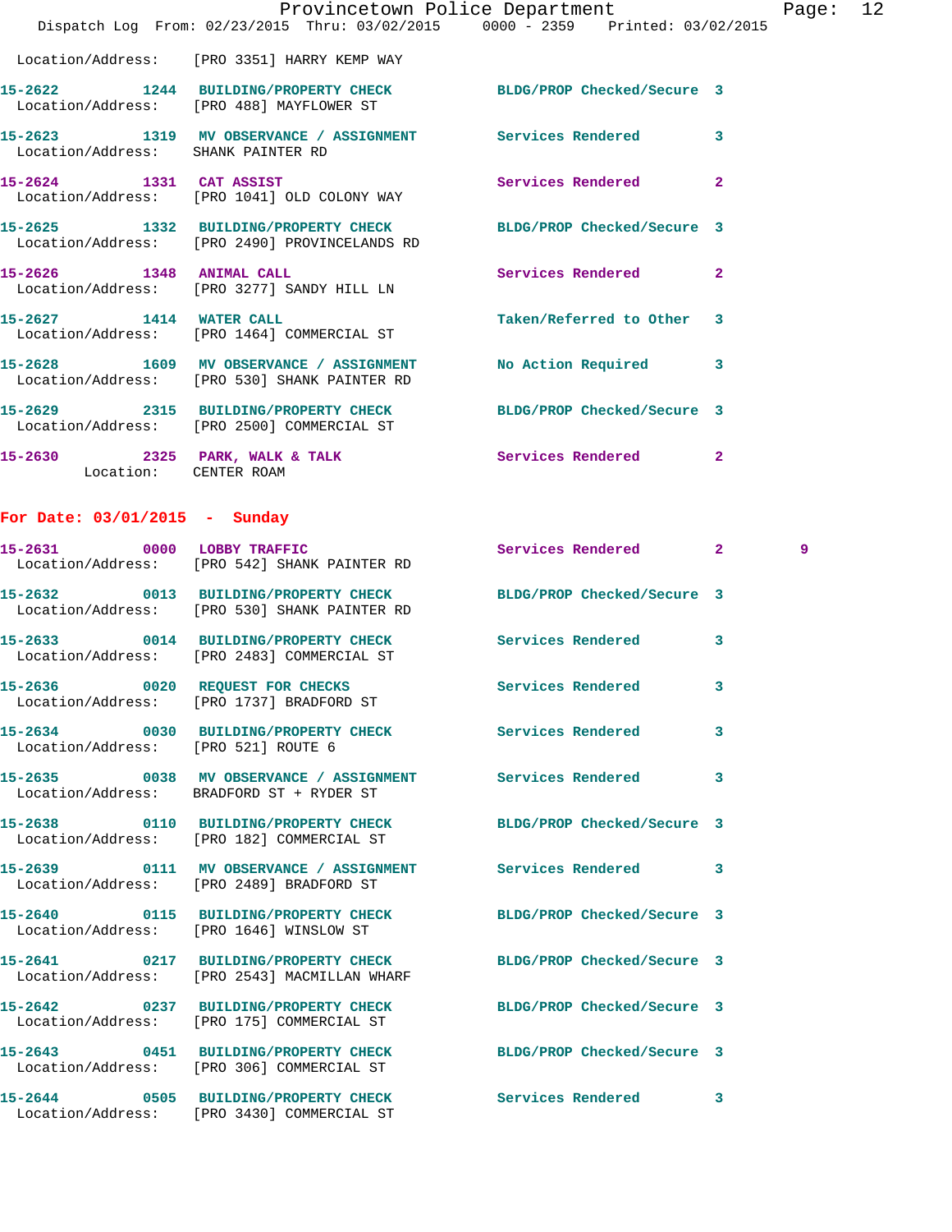Location/Address: [PRO 3351] HARRY KEMP WAY

**15-2622** 1244 **BUILDING/PROPERTY CHECK** BLDG/PROP Checked/Secure 3
Location/Address: [PRO 488] MAYFLOWER ST

**15-2623** 1319 **MV OBSERVANCE / ASSIGNMENT** Services Rendered 3
Location/Address: SHANK PAINTER RD

**15-2624** 1331 **CAT ASSIST** Services Rendered 2
Location/Address: [PRO 1041] OLD COLONY WAY

**15-2625** 1332 **BUILDING/PROPERTY CHECK** BLDG/PROP Checked/Secure 3
Location/Address: [PRO 2490] PROVINCELANDS RD

**15-2626** 1348 **ANIMAL CALL** Services Rendered 2
Location/Address: [PRO 3277] SANDY HILL LN

**15-2627** 1414 **WATER CALL** Taken/Referred to Other 3
Location/Address: [PRO 1464] COMMERCIAL ST

**15-2628** 1609 **MV OBSERVANCE / ASSIGNMENT** No Action Required 3
Location/Address: [PRO 530] SHANK PAINTER RD

**15-2629** 2315 **BUILDING/PROPERTY CHECK** BLDG/PROP Checked/Secure 3
Location/Address: [PRO 2500] COMMERCIAL ST

**15-2630** 2325 **PARK, WALK & TALK** Services Rendered 2
Location: CENTER ROAM

## For Date: 03/01/2015 - Sunday

**15-2631** 0000 **LOBBY TRAFFIC** Services Rendered 2 9
Location/Address: [PRO 542] SHANK PAINTER RD

**15-2632** 0013 **BUILDING/PROPERTY CHECK** BLDG/PROP Checked/Secure 3
Location/Address: [PRO 530] SHANK PAINTER RD

**15-2633** 0014 **BUILDING/PROPERTY CHECK** Services Rendered 3
Location/Address: [PRO 2483] COMMERCIAL ST

**15-2636** 0020 **REQUEST FOR CHECKS** Services Rendered 3
Location/Address: [PRO 1737] BRADFORD ST

**15-2634** 0030 **BUILDING/PROPERTY CHECK** Services Rendered 3
Location/Address: [PRO 521] ROUTE 6

**15-2635** 0038 **MV OBSERVANCE / ASSIGNMENT** Services Rendered 3
Location/Address: BRADFORD ST + RYDER ST

**15-2638** 0110 **BUILDING/PROPERTY CHECK** BLDG/PROP Checked/Secure 3
Location/Address: [PRO 182] COMMERCIAL ST

**15-2639** 0111 **MV OBSERVANCE / ASSIGNMENT** Services Rendered 3
Location/Address: [PRO 2489] BRADFORD ST

**15-2640** 0115 **BUILDING/PROPERTY CHECK** BLDG/PROP Checked/Secure 3
Location/Address: [PRO 1646] WINSLOW ST

**15-2641** 0217 **BUILDING/PROPERTY CHECK** BLDG/PROP Checked/Secure 3
Location/Address: [PRO 2543] MACMILLAN WHARF

**15-2642** 0237 **BUILDING/PROPERTY CHECK** BLDG/PROP Checked/Secure 3
Location/Address: [PRO 175] COMMERCIAL ST

**15-2643** 0451 **BUILDING/PROPERTY CHECK** BLDG/PROP Checked/Secure 3
Location/Address: [PRO 306] COMMERCIAL ST

**15-2644** 0505 **BUILDING/PROPERTY CHECK** Services Rendered 3
Location/Address: [PRO 3430] COMMERCIAL ST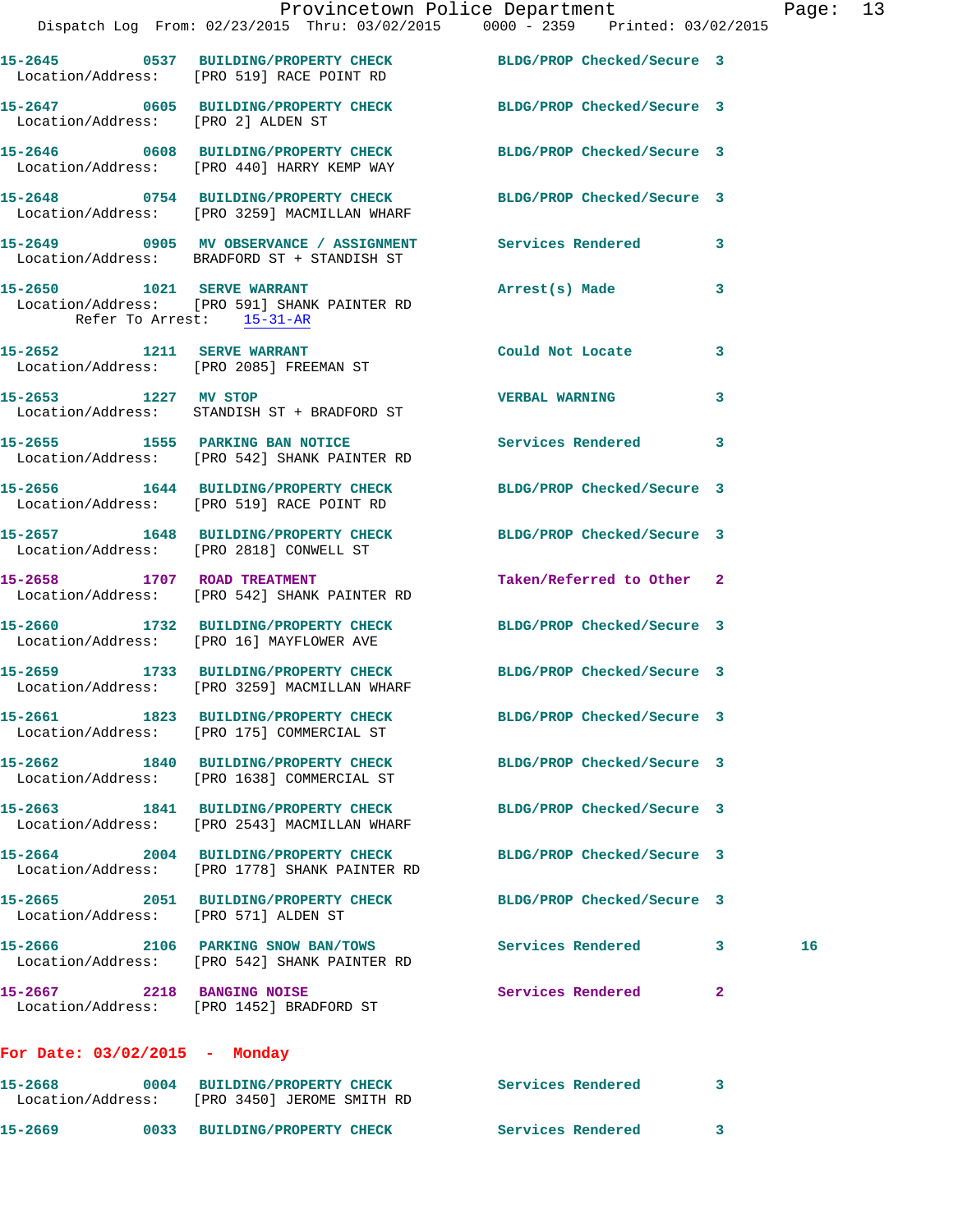15-2645 0537 BUILDING/PROPERTY CHECK BLDG/PROP Checked/Secure 3
Location/Address: [PRO 519] RACE POINT RD

15-2647 0605 BUILDING/PROPERTY CHECK BLDG/PROP Checked/Secure 3
Location/Address: [PRO 2] ALDEN ST

15-2646 0608 BUILDING/PROPERTY CHECK BLDG/PROP Checked/Secure 3
Location/Address: [PRO 440] HARRY KEMP WAY

15-2648 0754 BUILDING/PROPERTY CHECK BLDG/PROP Checked/Secure 3
Location/Address: [PRO 3259] MACMILLAN WHARF

15-2649 0905 MV OBSERVANCE / ASSIGNMENT Services Rendered 3
Location/Address: BRADFORD ST + STANDISH ST

15-2650 1021 SERVE WARRANT Arrest(s) Made 3
Location/Address: [PRO 591] SHANK PAINTER RD
Refer To Arrest: 15-31-AR

15-2652 1211 SERVE WARRANT Could Not Locate 3
Location/Address: [PRO 2085] FREEMAN ST

15-2653 1227 MV STOP VERBAL WARNING 3
Location/Address: STANDISH ST + BRADFORD ST

15-2655 1555 PARKING BAN NOTICE Services Rendered 3
Location/Address: [PRO 542] SHANK PAINTER RD

15-2656 1644 BUILDING/PROPERTY CHECK BLDG/PROP Checked/Secure 3
Location/Address: [PRO 519] RACE POINT RD

15-2657 1648 BUILDING/PROPERTY CHECK BLDG/PROP Checked/Secure 3
Location/Address: [PRO 2818] CONWELL ST

15-2658 1707 ROAD TREATMENT Taken/Referred to Other 2
Location/Address: [PRO 542] SHANK PAINTER RD

15-2660 1732 BUILDING/PROPERTY CHECK BLDG/PROP Checked/Secure 3
Location/Address: [PRO 16] MAYFLOWER AVE

15-2659 1733 BUILDING/PROPERTY CHECK BLDG/PROP Checked/Secure 3
Location/Address: [PRO 3259] MACMILLAN WHARF

15-2661 1823 BUILDING/PROPERTY CHECK BLDG/PROP Checked/Secure 3
Location/Address: [PRO 175] COMMERCIAL ST

15-2662 1840 BUILDING/PROPERTY CHECK BLDG/PROP Checked/Secure 3
Location/Address: [PRO 1638] COMMERCIAL ST

15-2663 1841 BUILDING/PROPERTY CHECK BLDG/PROP Checked/Secure 3
Location/Address: [PRO 2543] MACMILLAN WHARF

15-2664 2004 BUILDING/PROPERTY CHECK BLDG/PROP Checked/Secure 3
Location/Address: [PRO 1778] SHANK PAINTER RD

15-2665 2051 BUILDING/PROPERTY CHECK BLDG/PROP Checked/Secure 3
Location/Address: [PRO 571] ALDEN ST

15-2666 2106 PARKING SNOW BAN/TOWS Services Rendered 3 16
Location/Address: [PRO 542] SHANK PAINTER RD

15-2667 2218 BANGING NOISE Services Rendered 2
Location/Address: [PRO 1452] BRADFORD ST

## For Date: 03/02/2015 - Monday

15-2668 0004 BUILDING/PROPERTY CHECK Services Rendered 3
Location/Address: [PRO 3450] JEROME SMITH RD

15-2669 0033 BUILDING/PROPERTY CHECK Services Rendered 3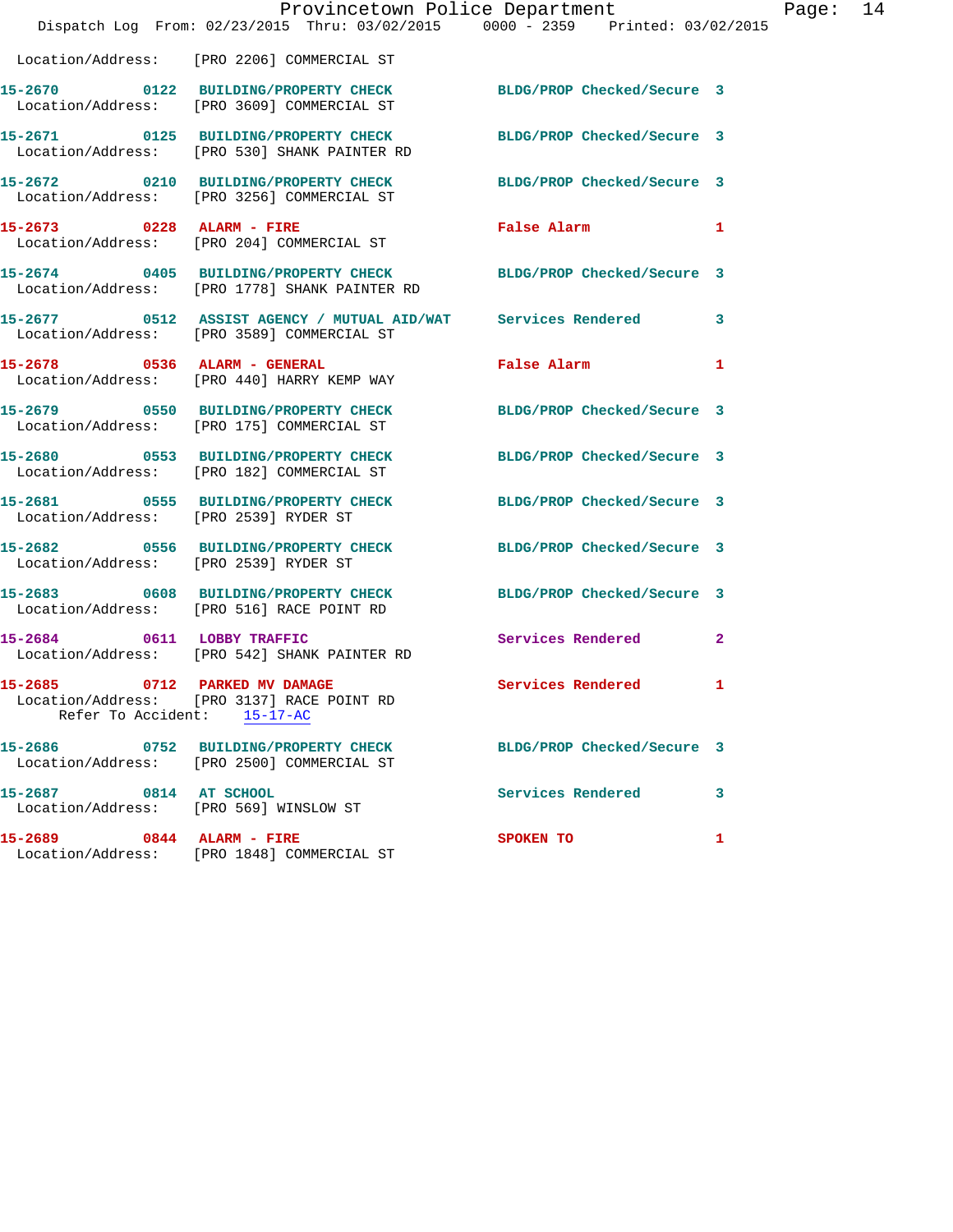Location/Address: [PRO 2206] COMMERCIAL ST

15-2670 0122 BUILDING/PROPERTY CHECK BLDG/PROP Checked/Secure 3
Location/Address: [PRO 3609] COMMERCIAL ST

15-2671 0125 BUILDING/PROPERTY CHECK BLDG/PROP Checked/Secure 3
Location/Address: [PRO 530] SHANK PAINTER RD

15-2672 0210 BUILDING/PROPERTY CHECK BLDG/PROP Checked/Secure 3
Location/Address: [PRO 3256] COMMERCIAL ST

15-2673 0228 ALARM - FIRE False Alarm 1
Location/Address: [PRO 204] COMMERCIAL ST

15-2674 0405 BUILDING/PROPERTY CHECK BLDG/PROP Checked/Secure 3
Location/Address: [PRO 1778] SHANK PAINTER RD

15-2677 0512 ASSIST AGENCY / MUTUAL AID/WAT Services Rendered 3
Location/Address: [PRO 3589] COMMERCIAL ST

15-2678 0536 ALARM - GENERAL False Alarm 1
Location/Address: [PRO 440] HARRY KEMP WAY

15-2679 0550 BUILDING/PROPERTY CHECK BLDG/PROP Checked/Secure 3
Location/Address: [PRO 175] COMMERCIAL ST

15-2680 0553 BUILDING/PROPERTY CHECK BLDG/PROP Checked/Secure 3
Location/Address: [PRO 182] COMMERCIAL ST

15-2681 0555 BUILDING/PROPERTY CHECK BLDG/PROP Checked/Secure 3
Location/Address: [PRO 2539] RYDER ST

15-2682 0556 BUILDING/PROPERTY CHECK BLDG/PROP Checked/Secure 3
Location/Address: [PRO 2539] RYDER ST

15-2683 0608 BUILDING/PROPERTY CHECK BLDG/PROP Checked/Secure 3
Location/Address: [PRO 516] RACE POINT RD

15-2684 0611 LOBBY TRAFFIC Services Rendered 2
Location/Address: [PRO 542] SHANK PAINTER RD

15-2685 0712 PARKED MV DAMAGE Services Rendered 1
Location/Address: [PRO 3137] RACE POINT RD
Refer To Accident: 15-17-AC

15-2686 0752 BUILDING/PROPERTY CHECK BLDG/PROP Checked/Secure 3
Location/Address: [PRO 2500] COMMERCIAL ST

15-2687 0814 AT SCHOOL Services Rendered 3
Location/Address: [PRO 569] WINSLOW ST

15-2689 0844 ALARM - FIRE SPOKEN TO 1
Location/Address: [PRO 1848] COMMERCIAL ST